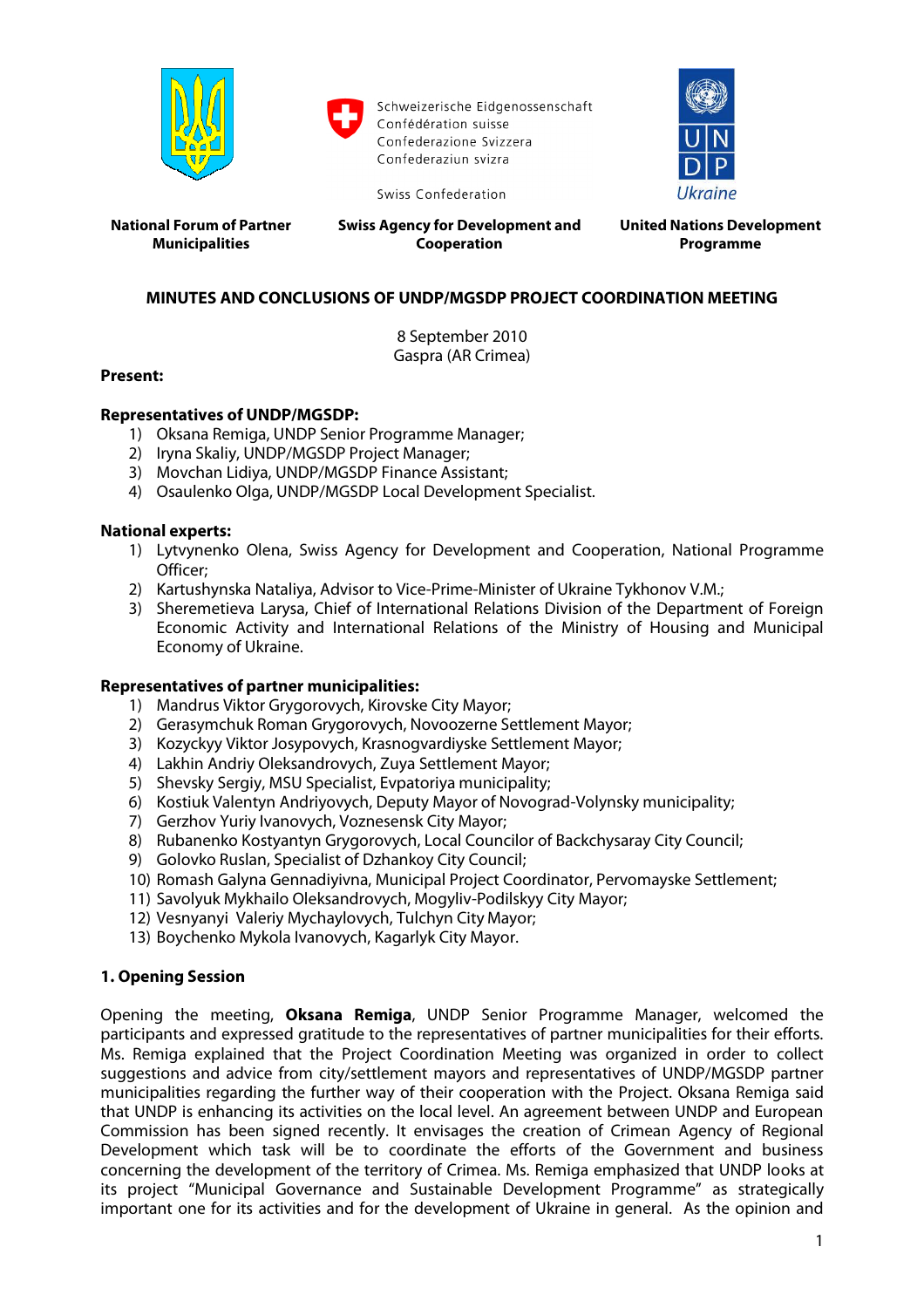Schweizerische Eidgenossenschaft
Confédération suisse
Confederazione Svizzera
Confederaziun svizra

Swiss Confederation

UNDP Ukraine

| National Forum of Partner Municipalities | Swiss Agency for Development and Cooperation | United Nations Development Programme |
|---|---|---|

## MINUTES AND CONCLUSIONS OF UNDP/MGSDP PROJECT COORDINATION MEETING

8 September 2010
Gaspra (AR Crimea)

**Present:**

**Representatives of UNDP/MGSDP:**

1) Oksana Remiga, UNDP Senior Programme Manager;
2) Iryna Skaliy, UNDP/MGSDP Project Manager;
3) Movchan Lidiya, UNDP/MGSDP Finance Assistant;
4) Osaulenko Olga, UNDP/MGSDP Local Development Specialist.

**National experts:**

1) Lytvynenko Olena, Swiss Agency for Development and Cooperation, National Programme Officer;
2) Kartushynska Nataliya, Advisor to Vice-Prime-Minister of Ukraine Tykhonov V.M.;
3) Sheremetieva Larysa, Chief of International Relations Division of the Department of Foreign Economic Activity and International Relations of the Ministry of Housing and Municipal Economy of Ukraine.

**Representatives of partner municipalities:**

1) Mandrus Viktor Grygorovych, Kirovske City Mayor;
2) Gerasymchuk Roman Grygorovych, Novoozerne Settlement Mayor;
3) Kozyckyy Viktor Josypovych, Krasnogvardiyske Settlement Mayor;
4) Lakhin Andriy Oleksandrovych, Zuya Settlement Mayor;
5) Shevsky Sergiy, MSU Specialist, Evpatoriya municipality;
6) Kostiuk Valentyn Andriyovych, Deputy Mayor of Novograd-Volynsky municipality;
7) Gerzhov Yuriy Ivanovych, Voznesensk City Mayor;
8) Rubanenko Kostyantyn Grygorovych, Local Councilor of Backchysaray City Council;
9) Golovko Ruslan, Specialist of Dzhankoy City Council;
10) Romash Galyna Gennadiyivna, Municipal Project Coordinator, Pervomayske Settlement;
11) Savolyuk Mykhailo Oleksandrovych, Mogyliv-Podilskyy City Mayor;
12) Vesnyanyi Valeriy Mychaylovych, Tulchyn City Mayor;
13) Boychenko Mykola Ivanovych, Kagarlyk City Mayor.

### 1. Opening Session

Opening the meeting, **Oksana Remiga**, UNDP Senior Programme Manager, welcomed the participants and expressed gratitude to the representatives of partner municipalities for their efforts. Ms. Remiga explained that the Project Coordination Meeting was organized in order to collect suggestions and advice from city/settlement mayors and representatives of UNDP/MGSDP partner municipalities regarding the further way of their cooperation with the Project. Oksana Remiga said that UNDP is enhancing its activities on the local level. An agreement between UNDP and European Commission has been signed recently. It envisages the creation of Crimean Agency of Regional Development which task will be to coordinate the efforts of the Government and business concerning the development of the territory of Crimea. Ms. Remiga emphasized that UNDP looks at its project "Municipal Governance and Sustainable Development Programme" as strategically important one for its activities and for the development of Ukraine in general. As the opinion and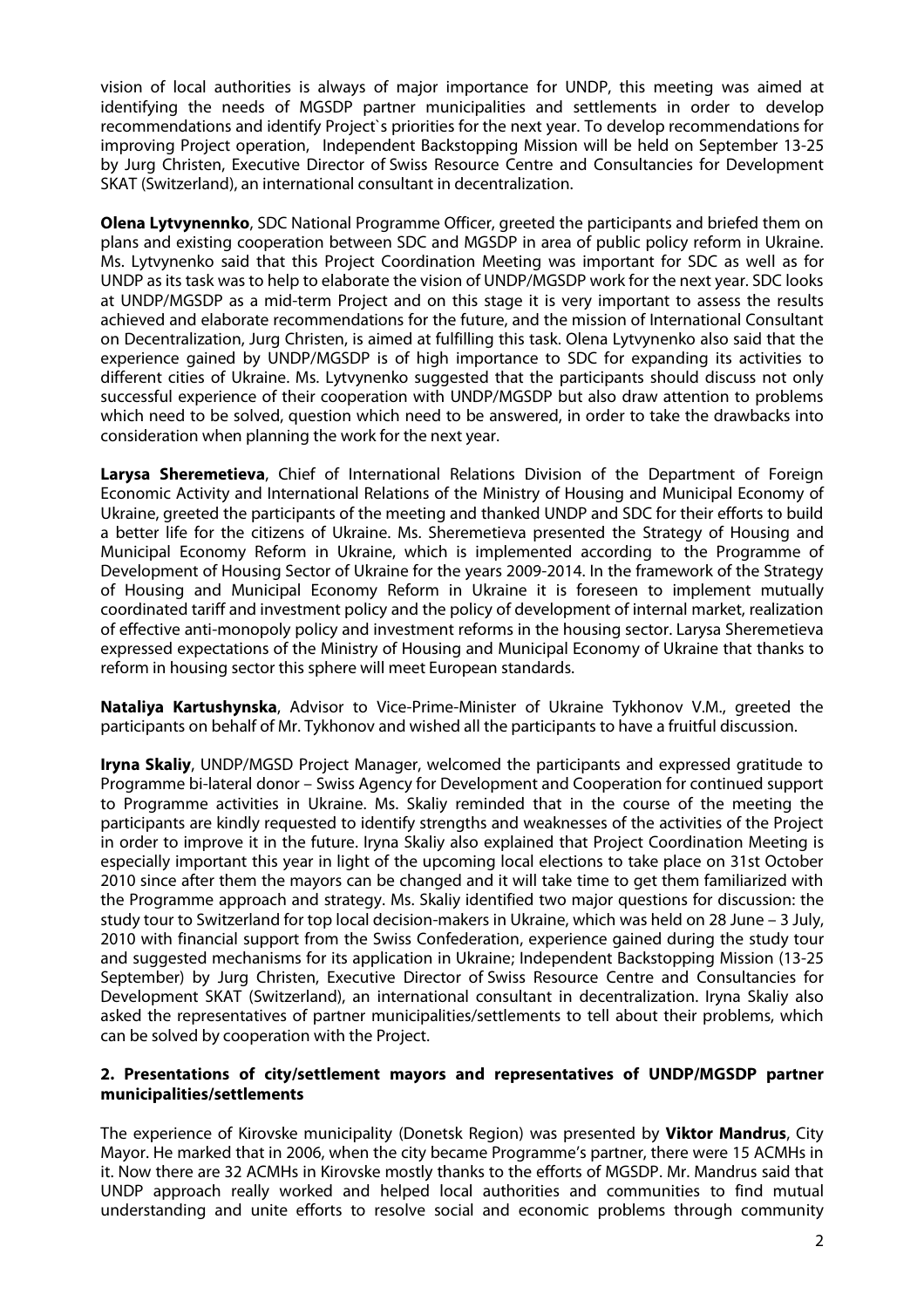vision of local authorities is always of major importance for UNDP, this meeting was aimed at identifying the needs of MGSDP partner municipalities and settlements in order to develop recommendations and identify Project`s priorities for the next year. To develop recommendations for improving Project operation, Independent Backstopping Mission will be held on September 13-25 by Jurg Christen, Executive Director of Swiss Resource Centre and Consultancies for Development SKAT (Switzerland), an international consultant in decentralization.

**Olena Lytvynennko**, SDC National Programme Officer, greeted the participants and briefed them on plans and existing cooperation between SDC and MGSDP in area of public policy reform in Ukraine. Ms. Lytvynenko said that this Project Coordination Meeting was important for SDC as well as for UNDP as its task was to help to elaborate the vision of UNDP/MGSDP work for the next year. SDC looks at UNDP/MGSDP as a mid-term Project and on this stage it is very important to assess the results achieved and elaborate recommendations for the future, and the mission of International Consultant on Decentralization, Jurg Christen, is aimed at fulfilling this task. Olena Lytvynenko also said that the experience gained by UNDP/MGSDP is of high importance to SDC for expanding its activities to different cities of Ukraine. Ms. Lytvynenko suggested that the participants should discuss not only successful experience of their cooperation with UNDP/MGSDP but also draw attention to problems which need to be solved, question which need to be answered, in order to take the drawbacks into consideration when planning the work for the next year.

**Larysa Sheremetieva**, Chief of International Relations Division of the Department of Foreign Economic Activity and International Relations of the Ministry of Housing and Municipal Economy of Ukraine, greeted the participants of the meeting and thanked UNDP and SDC for their efforts to build a better life for the citizens of Ukraine. Ms. Sheremetieva presented the Strategy of Housing and Municipal Economy Reform in Ukraine, which is implemented according to the Programme of Development of Housing Sector of Ukraine for the years 2009-2014. In the framework of the Strategy of Housing and Municipal Economy Reform in Ukraine it is foreseen to implement mutually coordinated tariff and investment policy and the policy of development of internal market, realization of effective anti-monopoly policy and investment reforms in the housing sector. Larysa Sheremetieva expressed expectations of the Ministry of Housing and Municipal Economy of Ukraine that thanks to reform in housing sector this sphere will meet European standards.

**Nataliya Kartushynska**, Advisor to Vice-Prime-Minister of Ukraine Tykhonov V.M., greeted the participants on behalf of Mr. Tykhonov and wished all the participants to have a fruitful discussion.

**Iryna Skaliy**, UNDP/MGSD Project Manager, welcomed the participants and expressed gratitude to Programme bi-lateral donor – Swiss Agency for Development and Cooperation for continued support to Programme activities in Ukraine. Ms. Skaliy reminded that in the course of the meeting the participants are kindly requested to identify strengths and weaknesses of the activities of the Project in order to improve it in the future. Iryna Skaliy also explained that Project Coordination Meeting is especially important this year in light of the upcoming local elections to take place on 31st October 2010 since after them the mayors can be changed and it will take time to get them familiarized with the Programme approach and strategy. Ms. Skaliy identified two major questions for discussion: the study tour to Switzerland for top local decision-makers in Ukraine, which was held on 28 June – 3 July, 2010 with financial support from the Swiss Confederation, experience gained during the study tour and suggested mechanisms for its application in Ukraine; Independent Backstopping Mission (13-25 September) by Jurg Christen, Executive Director of Swiss Resource Centre and Consultancies for Development SKAT (Switzerland), an international consultant in decentralization. Iryna Skaliy also asked the representatives of partner municipalities/settlements to tell about their problems, which can be solved by cooperation with the Project.

### 2. Presentations of city/settlement mayors and representatives of UNDP/MGSDP partner municipalities/settlements

The experience of Kirovske municipality (Donetsk Region) was presented by **Viktor Mandrus**, City Mayor. He marked that in 2006, when the city became Programme's partner, there were 15 ACMHs in it. Now there are 32 ACMHs in Kirovske mostly thanks to the efforts of MGSDP. Mr. Mandrus said that UNDP approach really worked and helped local authorities and communities to find mutual understanding and unite efforts to resolve social and economic problems through community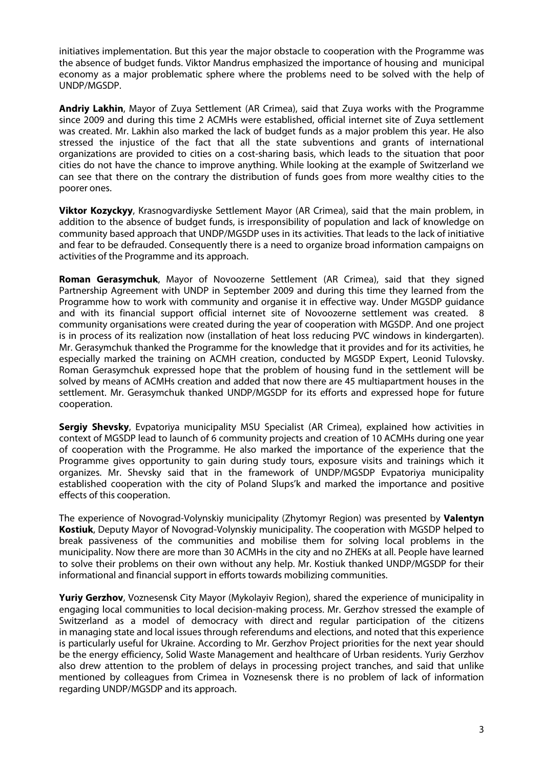initiatives implementation. But this year the major obstacle to cooperation with the Programme was the absence of budget funds. Viktor Mandrus emphasized the importance of housing and municipal economy as a major problematic sphere where the problems need to be solved with the help of UNDP/MGSDP.

**Andriy Lakhin**, Mayor of Zuya Settlement (AR Crimea), said that Zuya works with the Programme since 2009 and during this time 2 ACMHs were established, official internet site of Zuya settlement was created. Mr. Lakhin also marked the lack of budget funds as a major problem this year. He also stressed the injustice of the fact that all the state subventions and grants of international organizations are provided to cities on a cost-sharing basis, which leads to the situation that poor cities do not have the chance to improve anything. While looking at the example of Switzerland we can see that there on the contrary the distribution of funds goes from more wealthy cities to the poorer ones.

**Viktor Kozyckyy**, Krasnogvardiyske Settlement Mayor (AR Crimea), said that the main problem, in addition to the absence of budget funds, is irresponsibility of population and lack of knowledge on community based approach that UNDP/MGSDP uses in its activities. That leads to the lack of initiative and fear to be defrauded. Consequently there is a need to organize broad information campaigns on activities of the Programme and its approach.

**Roman Gerasymchuk**, Mayor of Novoozerne Settlement (AR Crimea), said that they signed Partnership Agreement with UNDP in September 2009 and during this time they learned from the Programme how to work with community and organise it in effective way. Under MGSDP guidance and with its financial support official internet site of Novoozerne settlement was created. 8 community organisations were created during the year of cooperation with MGSDP. And one project is in process of its realization now (installation of heat loss reducing PVC windows in kindergarten). Mr. Gerasymchuk thanked the Programme for the knowledge that it provides and for its activities, he especially marked the training on ACMH creation, conducted by MGSDP Expert, Leonid Tulovsky. Roman Gerasymchuk expressed hope that the problem of housing fund in the settlement will be solved by means of ACMHs creation and added that now there are 45 multiapartment houses in the settlement. Mr. Gerasymchuk thanked UNDP/MGSDP for its efforts and expressed hope for future cooperation.

**Sergiy Shevsky**, Evpatoriya municipality MSU Specialist (AR Crimea), explained how activities in context of MGSDP lead to launch of 6 community projects and creation of 10 ACMHs during one year of cooperation with the Programme. He also marked the importance of the experience that the Programme gives opportunity to gain during study tours, exposure visits and trainings which it organizes. Mr. Shevsky said that in the framework of UNDP/MGSDP Evpatoriya municipality established cooperation with the city of Poland Slups'k and marked the importance and positive effects of this cooperation.

The experience of Novograd-Volynskiy municipality (Zhytomyr Region) was presented by **Valentyn Kostiuk**, Deputy Mayor of Novograd-Volynskiy municipality. The cooperation with MGSDP helped to break passiveness of the communities and mobilise them for solving local problems in the municipality. Now there are more than 30 ACMHs in the city and no ZHEKs at all. People have learned to solve their problems on their own without any help. Mr. Kostiuk thanked UNDP/MGSDP for their informational and financial support in efforts towards mobilizing communities.

**Yuriy Gerzhov**, Voznesensk City Mayor (Mykolayiv Region), shared the experience of municipality in engaging local communities to local decision-making process. Mr. Gerzhov stressed the example of Switzerland as a model of democracy with direct and regular participation of the citizens in managing state and local issues through referendums and elections, and noted that this experience is particularly useful for Ukraine. According to Mr. Gerzhov Project priorities for the next year should be the energy efficiency, Solid Waste Management and healthcare of Urban residents. Yuriy Gerzhov also drew attention to the problem of delays in processing project tranches, and said that unlike mentioned by colleagues from Crimea in Voznesensk there is no problem of lack of information regarding UNDP/MGSDP and its approach.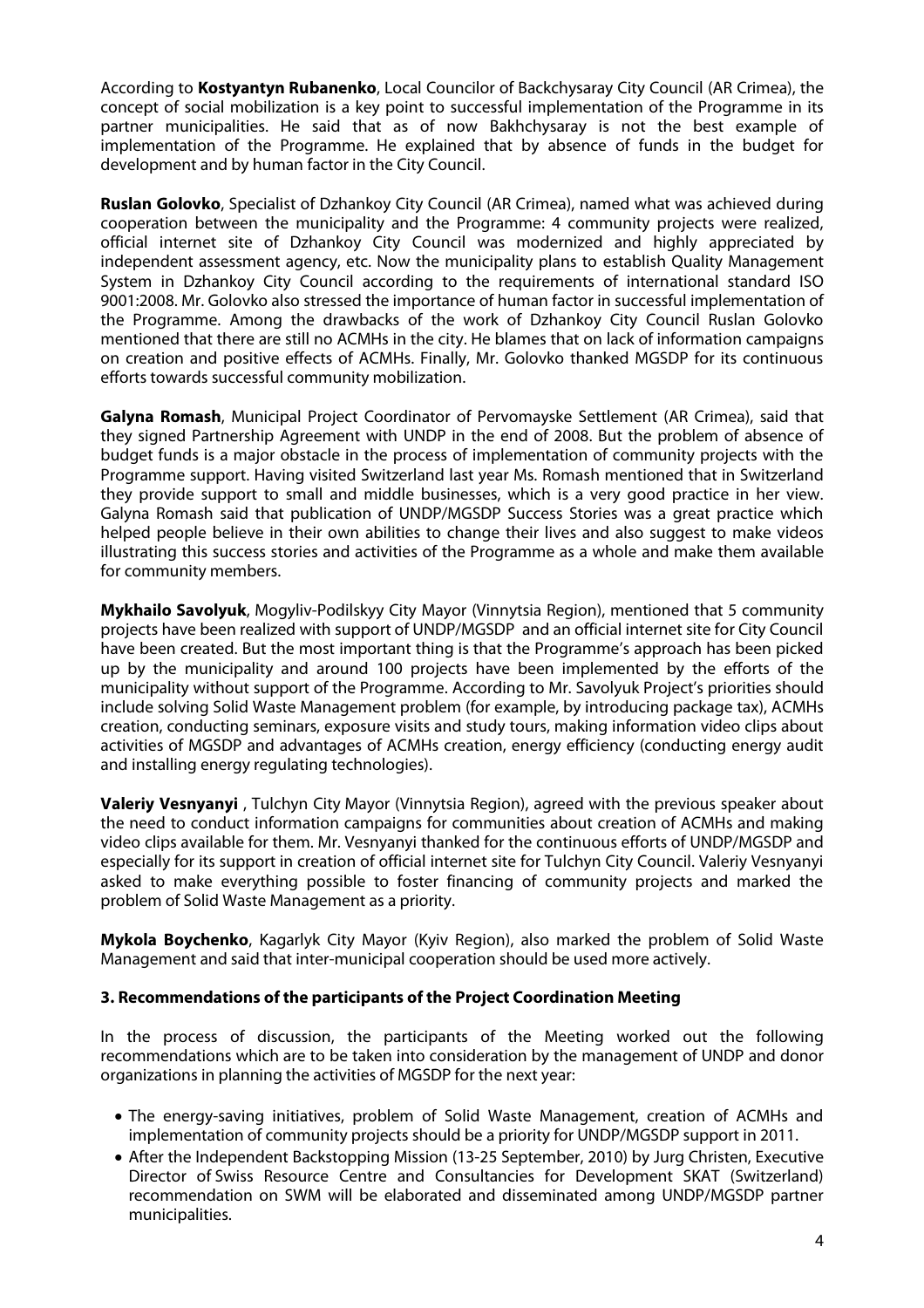According to **Kostyantyn Rubanenko**, Local Councilor of Backchysaray City Council (AR Crimea), the concept of social mobilization is a key point to successful implementation of the Programme in its partner municipalities. He said that as of now Bakhchysaray is not the best example of implementation of the Programme. He explained that by absence of funds in the budget for development and by human factor in the City Council.

**Ruslan Golovko**, Specialist of Dzhankoy City Council (AR Crimea), named what was achieved during cooperation between the municipality and the Programme: 4 community projects were realized, official internet site of Dzhankoy City Council was modernized and highly appreciated by independent assessment agency, etc. Now the municipality plans to establish Quality Management System in Dzhankoy City Council according to the requirements of international standard ISO 9001:2008. Mr. Golovko also stressed the importance of human factor in successful implementation of the Programme. Among the drawbacks of the work of Dzhankoy City Council Ruslan Golovko mentioned that there are still no ACMHs in the city. He blames that on lack of information campaigns on creation and positive effects of ACMHs. Finally, Mr. Golovko thanked MGSDP for its continuous efforts towards successful community mobilization.

**Galyna Romash**, Municipal Project Coordinator of Pervomayske Settlement (AR Crimea), said that they signed Partnership Agreement with UNDP in the end of 2008. But the problem of absence of budget funds is a major obstacle in the process of implementation of community projects with the Programme support. Having visited Switzerland last year Ms. Romash mentioned that in Switzerland they provide support to small and middle businesses, which is a very good practice in her view. Galyna Romash said that publication of UNDP/MGSDP Success Stories was a great practice which helped people believe in their own abilities to change their lives and also suggest to make videos illustrating this success stories and activities of the Programme as a whole and make them available for community members.

**Mykhailo Savolyuk**, Mogyliv-Podilskyy City Mayor (Vinnytsia Region), mentioned that 5 community projects have been realized with support of UNDP/MGSDP and an official internet site for City Council have been created. But the most important thing is that the Programme's approach has been picked up by the municipality and around 100 projects have been implemented by the efforts of the municipality without support of the Programme. According to Mr. Savolyuk Project's priorities should include solving Solid Waste Management problem (for example, by introducing package tax), ACMHs creation, conducting seminars, exposure visits and study tours, making information video clips about activities of MGSDP and advantages of ACMHs creation, energy efficiency (conducting energy audit and installing energy regulating technologies).

**Valeriy Vesnyanyi** , Tulchyn City Mayor (Vinnytsia Region), agreed with the previous speaker about the need to conduct information campaigns for communities about creation of ACMHs and making video clips available for them. Mr. Vesnyanyi thanked for the continuous efforts of UNDP/MGSDP and especially for its support in creation of official internet site for Tulchyn City Council. Valeriy Vesnyanyi asked to make everything possible to foster financing of community projects and marked the problem of Solid Waste Management as a priority.

**Mykola Boychenko**, Kagarlyk City Mayor (Kyiv Region), also marked the problem of Solid Waste Management and said that inter-municipal cooperation should be used more actively.

### 3. Recommendations of the participants of the Project Coordination Meeting

In the process of discussion, the participants of the Meeting worked out the following recommendations which are to be taken into consideration by the management of UNDP and donor organizations in planning the activities of MGSDP for the next year:

- The energy-saving initiatives, problem of Solid Waste Management, creation of ACMHs and implementation of community projects should be a priority for UNDP/MGSDP support in 2011.
- After the Independent Backstopping Mission (13-25 September, 2010) by Jurg Christen, Executive Director of Swiss Resource Centre and Consultancies for Development SKAT (Switzerland) recommendation on SWM will be elaborated and disseminated among UNDP/MGSDP partner municipalities.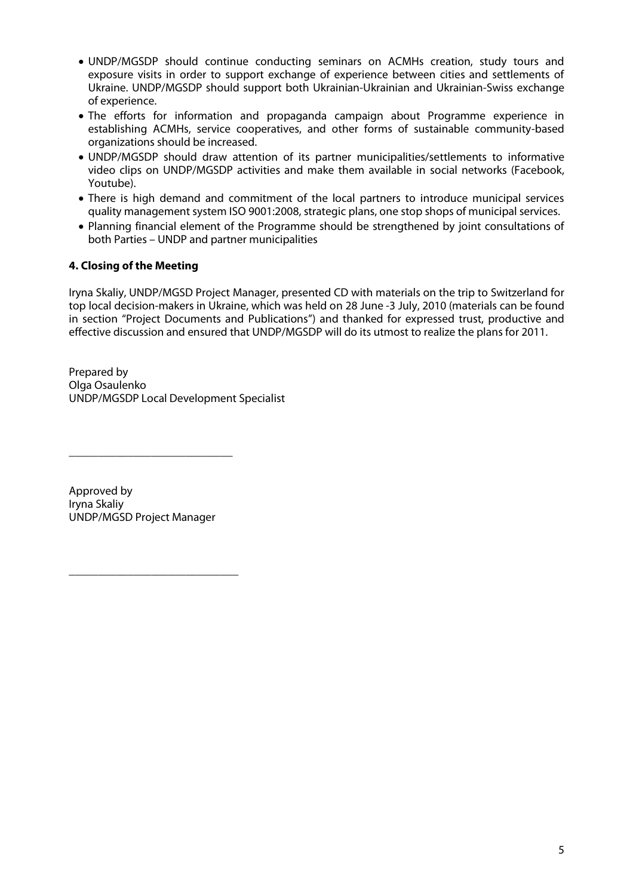- UNDP/MGSDP should continue conducting seminars on ACMHs creation, study tours and exposure visits in order to support exchange of experience between cities and settlements of Ukraine. UNDP/MGSDP should support both Ukrainian-Ukrainian and Ukrainian-Swiss exchange of experience.
- The efforts for information and propaganda campaign about Programme experience in establishing ACMHs, service cooperatives, and other forms of sustainable community-based organizations should be increased.
- UNDP/MGSDP should draw attention of its partner municipalities/settlements to informative video clips on UNDP/MGSDP activities and make them available in social networks (Facebook, Youtube).
- There is high demand and commitment of the local partners to introduce municipal services quality management system ISO 9001:2008, strategic plans, one stop shops of municipal services.
- Planning financial element of the Programme should be strengthened by joint consultations of both Parties – UNDP and partner municipalities

**4. Closing of the Meeting**

Iryna Skaliy, UNDP/MGSD Project Manager, presented CD with materials on the trip to Switzerland for top local decision-makers in Ukraine, which was held on 28 June -3 July, 2010 (materials can be found in section "Project Documents and Publications") and thanked for expressed trust, productive and effective discussion and ensured that UNDP/MGSDP will do its utmost to realize the plans for 2011.

Prepared by
Olga Osaulenko
UNDP/MGSDP Local Development Specialist

_____________________________

Approved by
Iryna Skaliy
UNDP/MGSD Project Manager

_____________________________